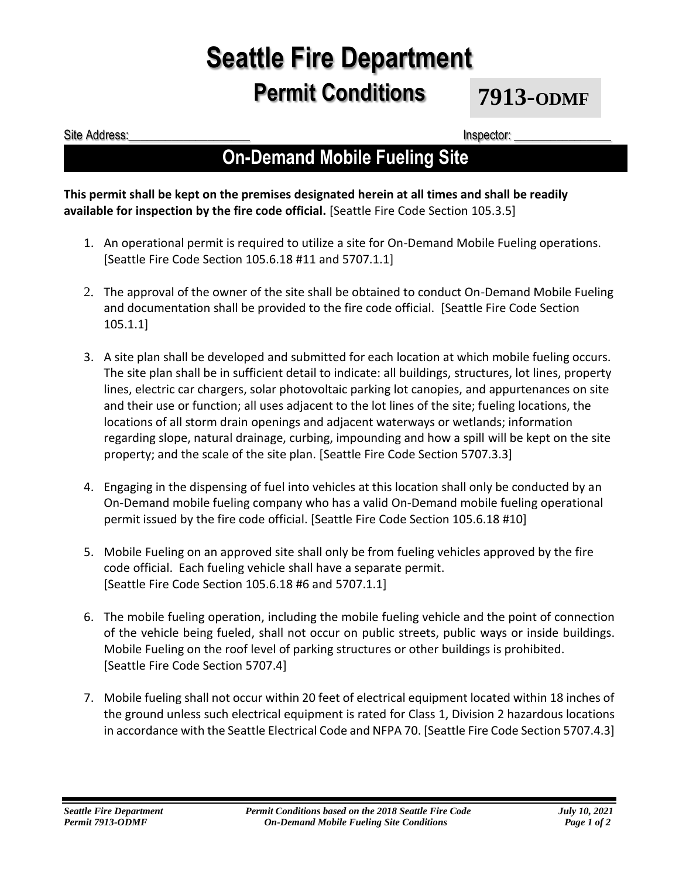# Seattle Fire Department

## Permit Conditions

**7913-ODMF**

Site Address:\_\_\_\_\_\_\_\_\_\_\_\_\_\_\_\_\_\_\_\_ Inspector: \_\_\_\_\_\_\_\_\_\_\_\_\_\_\_\_

## On-Demand Mobile Fueling Site

**This permit shall be kept on the premises designated herein at all times and shall be readily available for inspection by the fire code official.** [Seattle Fire Code Section 105.3.5]

1. An operational permit is required to utilize a site for On-Demand Mobile Fueling operations. [Seattle Fire Code Section 105.6.18 #11 and 5707.1.1]

2. The approval of the owner of the site shall be obtained to conduct On-Demand Mobile Fueling and documentation shall be provided to the fire code official. [Seattle Fire Code Section 105.1.1]

3. A site plan shall be developed and submitted for each location at which mobile fueling occurs. The site plan shall be in sufficient detail to indicate: all buildings, structures, lot lines, property lines, electric car chargers, solar photovoltaic parking lot canopies, and appurtenances on site and their use or function; all uses adjacent to the lot lines of the site; fueling locations, the locations of all storm drain openings and adjacent waterways or wetlands; information regarding slope, natural drainage, curbing, impounding and how a spill will be kept on the site property; and the scale of the site plan. [Seattle Fire Code Section 5707.3.3]

4. Engaging in the dispensing of fuel into vehicles at this location shall only be conducted by an On-Demand mobile fueling company who has a valid On-Demand mobile fueling operational permit issued by the fire code official. [Seattle Fire Code Section 105.6.18 #10]

5. Mobile Fueling on an approved site shall only be from fueling vehicles approved by the fire code official. Each fueling vehicle shall have a separate permit. [Seattle Fire Code Section 105.6.18 #6 and 5707.1.1]

6. The mobile fueling operation, including the mobile fueling vehicle and the point of connection of the vehicle being fueled, shall not occur on public streets, public ways or inside buildings. Mobile Fueling on the roof level of parking structures or other buildings is prohibited. [Seattle Fire Code Section 5707.4]

7. Mobile fueling shall not occur within 20 feet of electrical equipment located within 18 inches of the ground unless such electrical equipment is rated for Class 1, Division 2 hazardous locations in accordance with the Seattle Electrical Code and NFPA 70. [Seattle Fire Code Section 5707.4.3]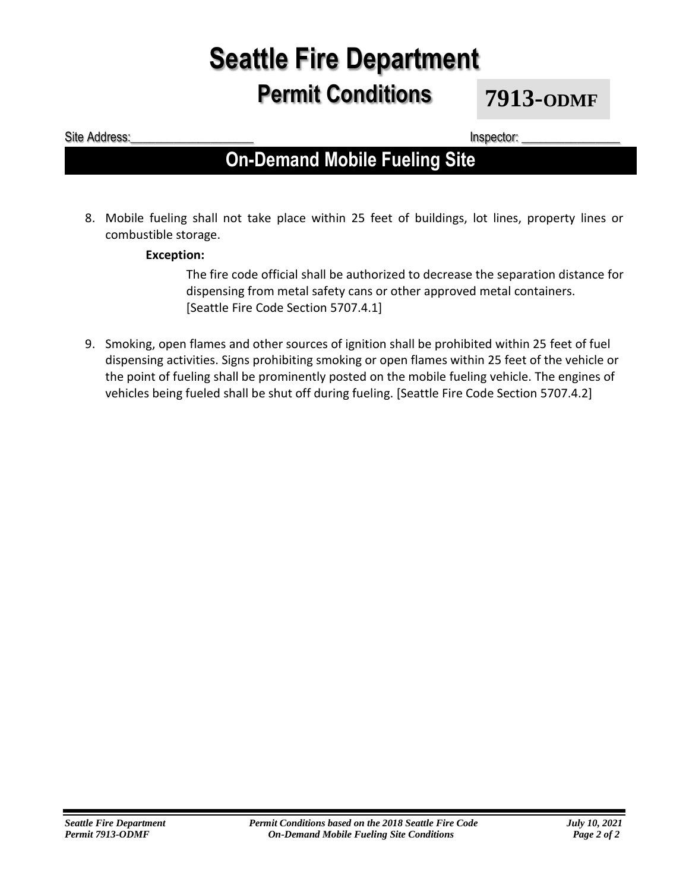# Seattle Fire Department

## Permit Conditions

**7913-ODMF**

Site Address:____________________ Inspector: _______________

## On-Demand Mobile Fueling Site

8. Mobile fueling shall not take place within 25 feet of buildings, lot lines, property lines or combustible storage.

   **Exception:**

   The fire code official shall be authorized to decrease the separation distance for dispensing from metal safety cans or other approved metal containers. [Seattle Fire Code Section 5707.4.1]

9. Smoking, open flames and other sources of ignition shall be prohibited within 25 feet of fuel dispensing activities. Signs prohibiting smoking or open flames within 25 feet of the vehicle or the point of fueling shall be prominently posted on the mobile fueling vehicle. The engines of vehicles being fueled shall be shut off during fueling. [Seattle Fire Code Section 5707.4.2]